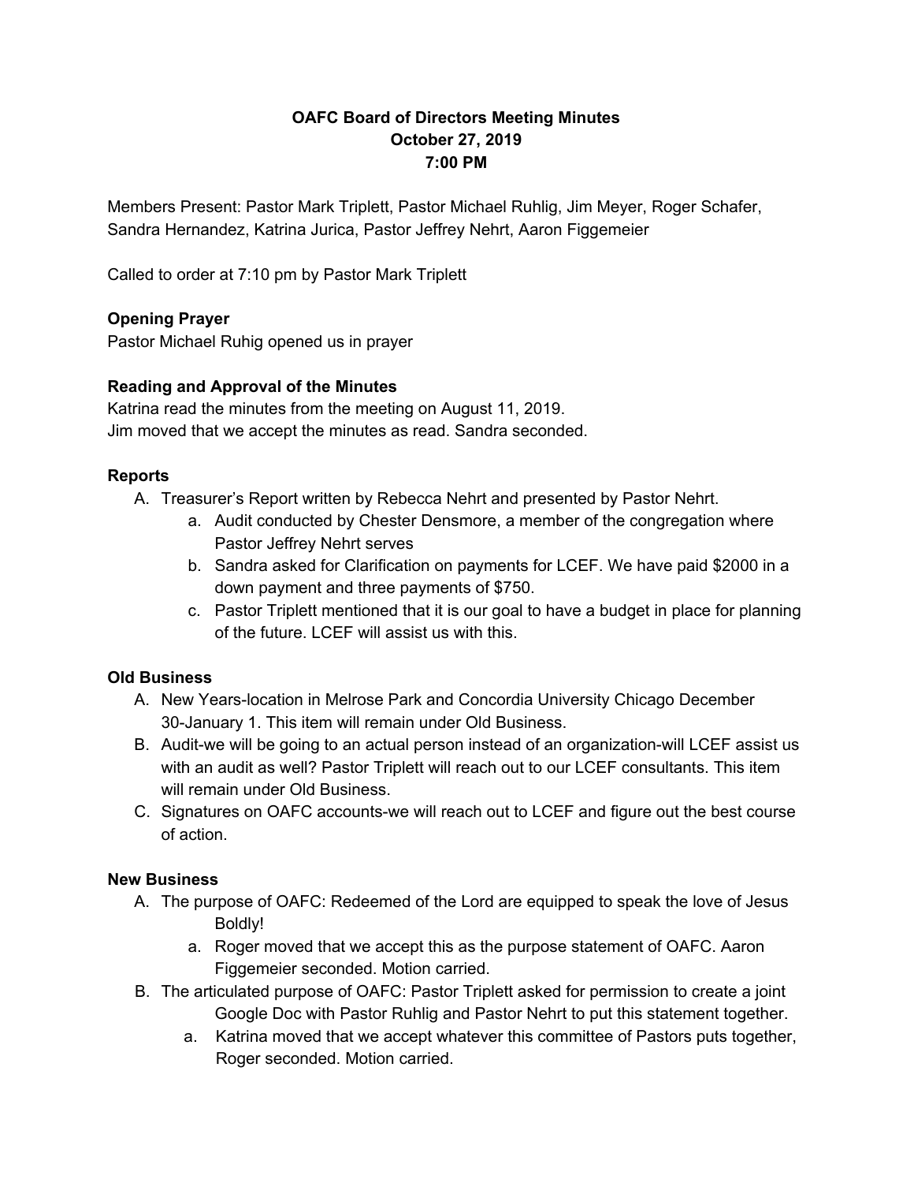**OAFC Board of Directors Meeting Minutes**
**October 27, 2019**
**7:00 PM**

Members Present: Pastor Mark Triplett, Pastor Michael Ruhlig, Jim Meyer, Roger Schafer, Sandra Hernandez, Katrina Jurica, Pastor Jeffrey Nehrt, Aaron Figgemeier

Called to order at 7:10 pm by Pastor Mark Triplett

**Opening Prayer**

Pastor Michael Ruhig opened us in prayer

**Reading and Approval of the Minutes**

Katrina read the minutes from the meeting on August 11, 2019.
Jim moved that we accept the minutes as read. Sandra seconded.

**Reports**

A. Treasurer's Report written by Rebecca Nehrt and presented by Pastor Nehrt.
   a. Audit conducted by Chester Densmore, a member of the congregation where Pastor Jeffrey Nehrt serves
   b. Sandra asked for Clarification on payments for LCEF. We have paid $2000 in a down payment and three payments of $750.
   c. Pastor Triplett mentioned that it is our goal to have a budget in place for planning of the future. LCEF will assist us with this.

**Old Business**

A. New Years-location in Melrose Park and Concordia University Chicago December 30-January 1. This item will remain under Old Business.
B. Audit-we will be going to an actual person instead of an organization-will LCEF assist us with an audit as well? Pastor Triplett will reach out to our LCEF consultants. This item will remain under Old Business.
C. Signatures on OAFC accounts-we will reach out to LCEF and figure out the best course of action.

**New Business**

A. The purpose of OAFC: Redeemed of the Lord are equipped to speak the love of Jesus Boldly!
   a. Roger moved that we accept this as the purpose statement of OAFC. Aaron Figgemeier seconded. Motion carried.
B. The articulated purpose of OAFC: Pastor Triplett asked for permission to create a joint Google Doc with Pastor Ruhlig and Pastor Nehrt to put this statement together.
   a. Katrina moved that we accept whatever this committee of Pastors puts together, Roger seconded. Motion carried.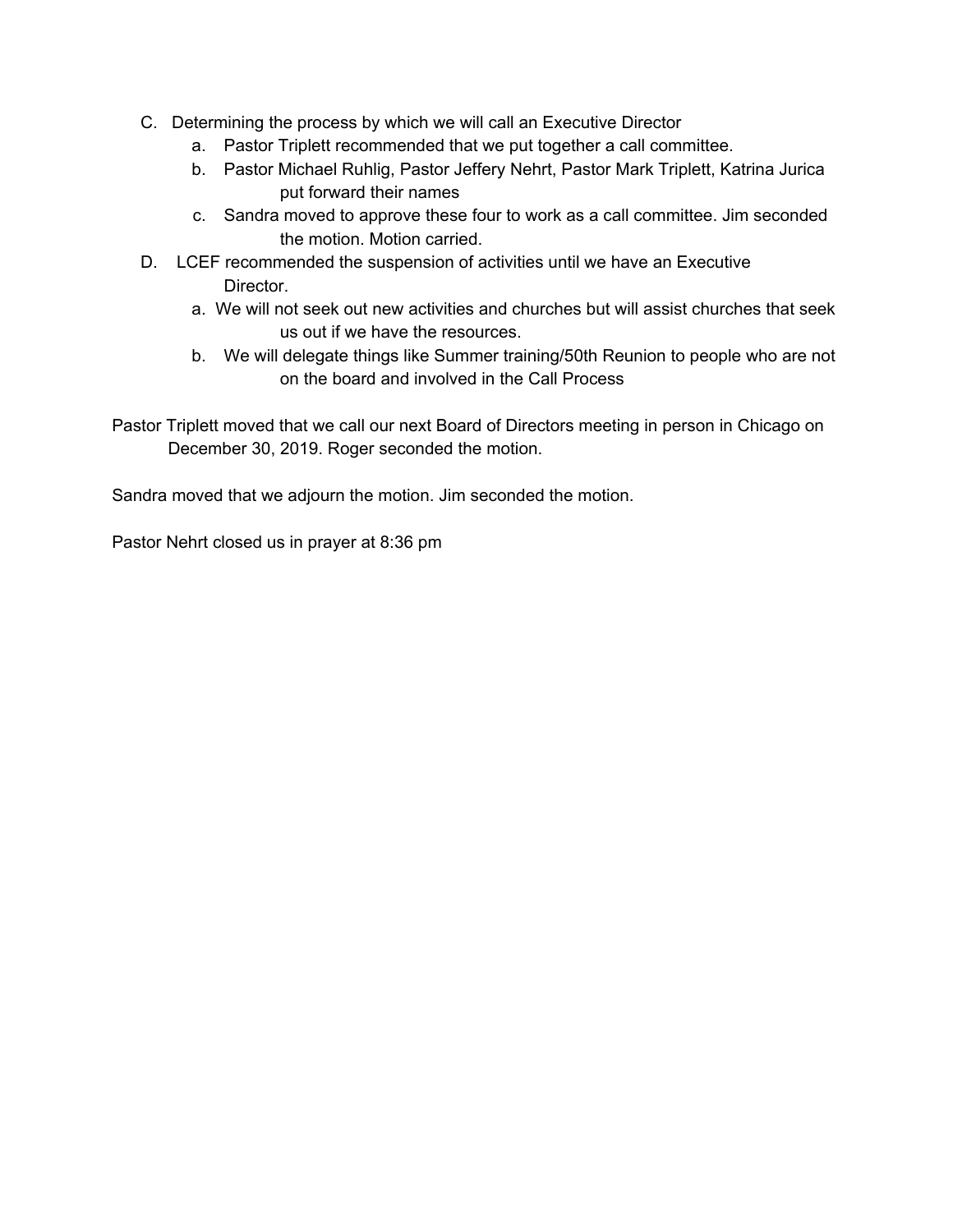C. Determining the process by which we will call an Executive Director
   a. Pastor Triplett recommended that we put together a call committee.
   b. Pastor Michael Ruhlig, Pastor Jeffery Nehrt, Pastor Mark Triplett, Katrina Jurica put forward their names
   c. Sandra moved to approve these four to work as a call committee. Jim seconded the motion. Motion carried.

D. LCEF recommended the suspension of activities until we have an Executive Director.
   a. We will not seek out new activities and churches but will assist churches that seek us out if we have the resources.
   b. We will delegate things like Summer training/50th Reunion to people who are not on the board and involved in the Call Process

Pastor Triplett moved that we call our next Board of Directors meeting in person in Chicago on December 30, 2019. Roger seconded the motion.

Sandra moved that we adjourn the motion. Jim seconded the motion.

Pastor Nehrt closed us in prayer at 8:36 pm